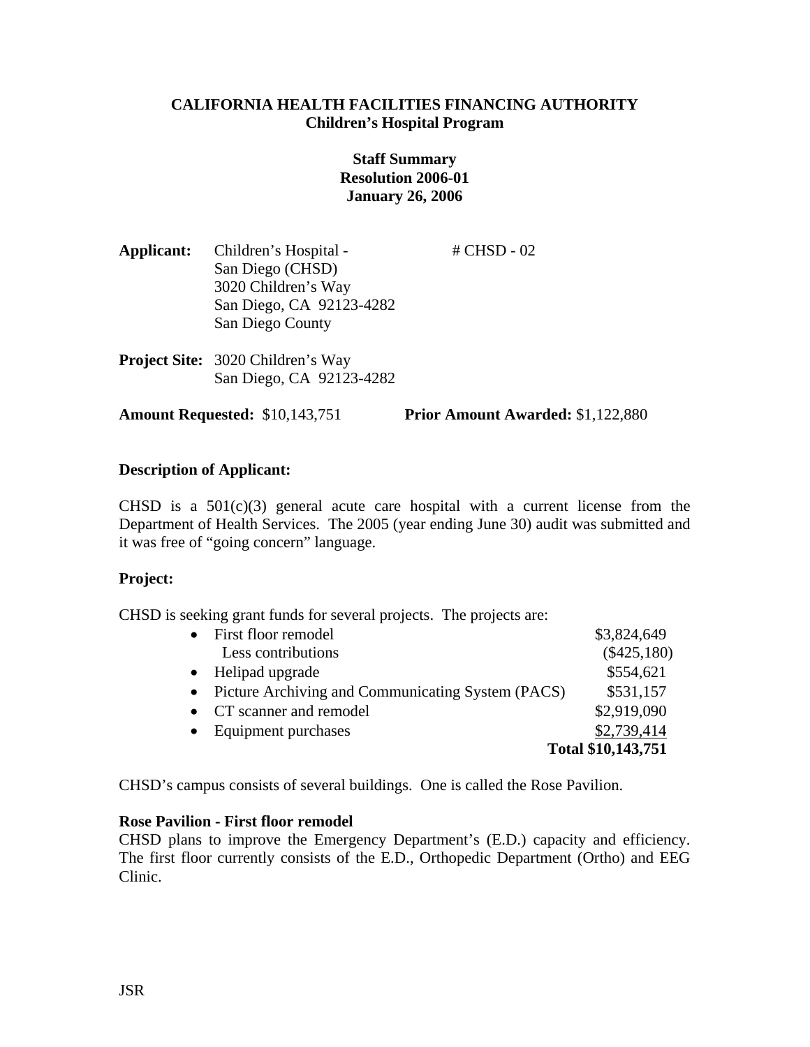**CALIFORNIA HEALTH FACILITIES FINANCING AUTHORITY**
**Children's Hospital Program**

**Staff Summary**
**Resolution 2006-01**
**January 26, 2006**

**Applicant:** Children's Hospital - San Diego (CHSD)
3020 Children's Way
San Diego, CA 92123-4282
San Diego County

# CHSD - 02

**Project Site:** 3020 Children's Way
San Diego, CA 92123-4282

**Amount Requested:** $10,143,751 **Prior Amount Awarded:** $1,122,880

**Description of Applicant:**

CHSD is a 501(c)(3) general acute care hospital with a current license from the Department of Health Services. The 2005 (year ending June 30) audit was submitted and it was free of "going concern" language.

**Project:**

CHSD is seeking grant funds for several projects. The projects are:

| | |
|---|---|
| • First floor remodel | $3,824,649 |
| Less contributions | ($425,180) |
| • Helipad upgrade | $554,621 |
| • Picture Archiving and Communicating System (PACS) | $531,157 |
| • CT scanner and remodel | $2,919,090 |
| • Equipment purchases | $2,739,414 |
| | **Total $10,143,751** |

CHSD's campus consists of several buildings. One is called the Rose Pavilion.

**Rose Pavilion - First floor remodel**
CHSD plans to improve the Emergency Department's (E.D.) capacity and efficiency. The first floor currently consists of the E.D., Orthopedic Department (Ortho) and EEG Clinic.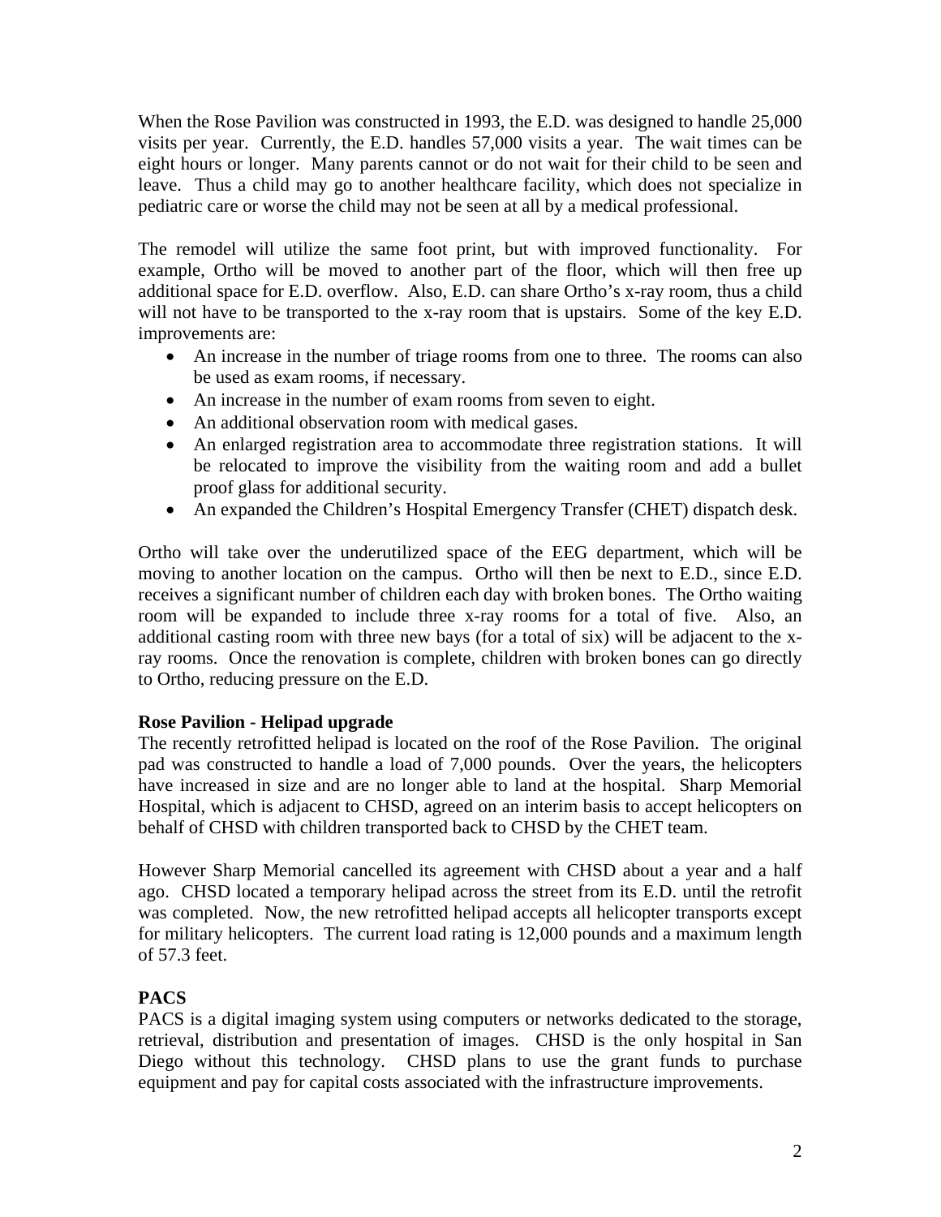When the Rose Pavilion was constructed in 1993, the E.D. was designed to handle 25,000 visits per year. Currently, the E.D. handles 57,000 visits a year. The wait times can be eight hours or longer. Many parents cannot or do not wait for their child to be seen and leave. Thus a child may go to another healthcare facility, which does not specialize in pediatric care or worse the child may not be seen at all by a medical professional.

The remodel will utilize the same foot print, but with improved functionality. For example, Ortho will be moved to another part of the floor, which will then free up additional space for E.D. overflow. Also, E.D. can share Ortho's x-ray room, thus a child will not have to be transported to the x-ray room that is upstairs. Some of the key E.D. improvements are:

- An increase in the number of triage rooms from one to three. The rooms can also be used as exam rooms, if necessary.
- An increase in the number of exam rooms from seven to eight.
- An additional observation room with medical gases.
- An enlarged registration area to accommodate three registration stations. It will be relocated to improve the visibility from the waiting room and add a bullet proof glass for additional security.
- An expanded the Children's Hospital Emergency Transfer (CHET) dispatch desk.

Ortho will take over the underutilized space of the EEG department, which will be moving to another location on the campus. Ortho will then be next to E.D., since E.D. receives a significant number of children each day with broken bones. The Ortho waiting room will be expanded to include three x-ray rooms for a total of five. Also, an additional casting room with three new bays (for a total of six) will be adjacent to the x-ray rooms. Once the renovation is complete, children with broken bones can go directly to Ortho, reducing pressure on the E.D.

**Rose Pavilion - Helipad upgrade**

The recently retrofitted helipad is located on the roof of the Rose Pavilion. The original pad was constructed to handle a load of 7,000 pounds. Over the years, the helicopters have increased in size and are no longer able to land at the hospital. Sharp Memorial Hospital, which is adjacent to CHSD, agreed on an interim basis to accept helicopters on behalf of CHSD with children transported back to CHSD by the CHET team.

However Sharp Memorial cancelled its agreement with CHSD about a year and a half ago. CHSD located a temporary helipad across the street from its E.D. until the retrofit was completed. Now, the new retrofitted helipad accepts all helicopter transports except for military helicopters. The current load rating is 12,000 pounds and a maximum length of 57.3 feet.

**PACS**

PACS is a digital imaging system using computers or networks dedicated to the storage, retrieval, distribution and presentation of images. CHSD is the only hospital in San Diego without this technology. CHSD plans to use the grant funds to purchase equipment and pay for capital costs associated with the infrastructure improvements.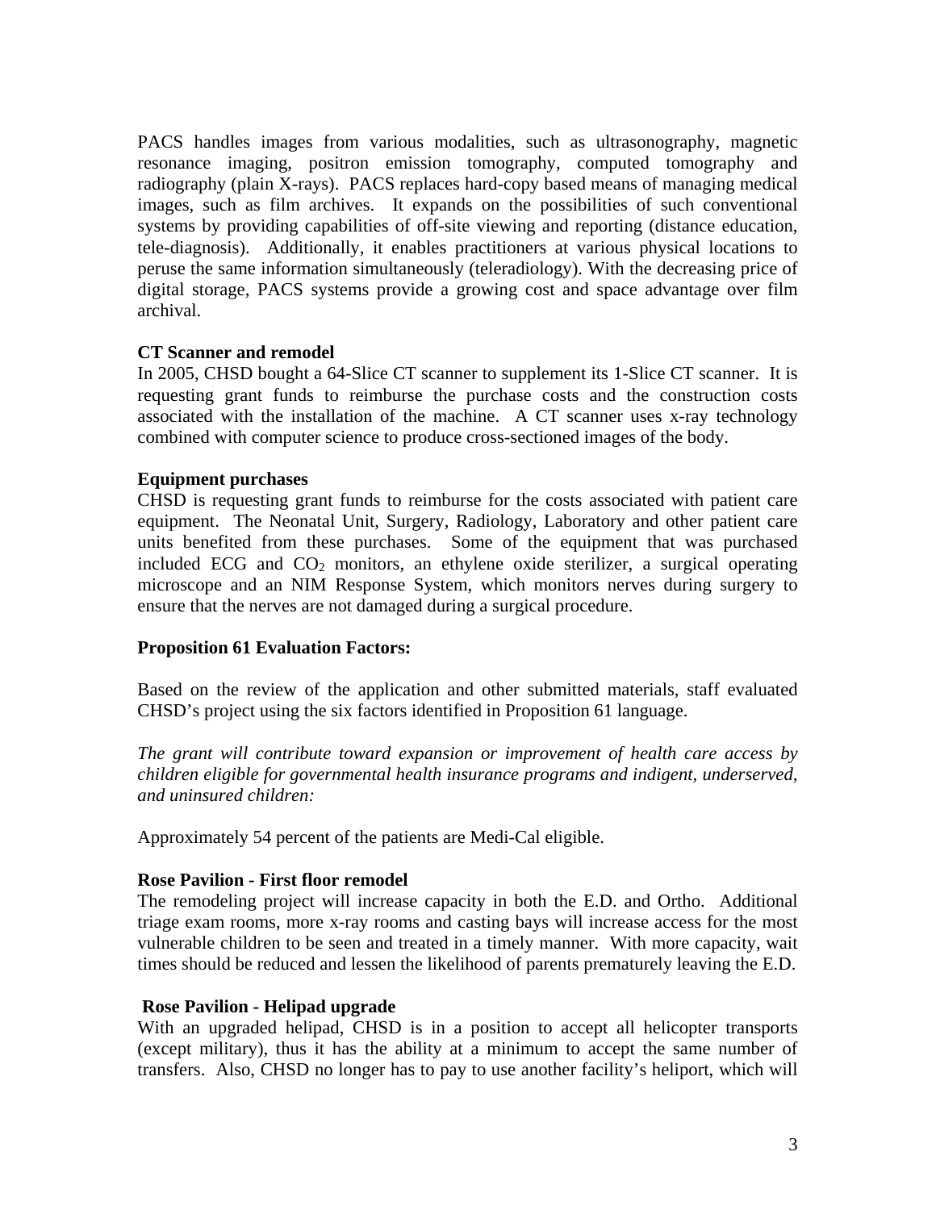PACS handles images from various modalities, such as ultrasonography, magnetic resonance imaging, positron emission tomography, computed tomography and radiography (plain X-rays). PACS replaces hard-copy based means of managing medical images, such as film archives. It expands on the possibilities of such conventional systems by providing capabilities of off-site viewing and reporting (distance education, tele-diagnosis). Additionally, it enables practitioners at various physical locations to peruse the same information simultaneously (teleradiology). With the decreasing price of digital storage, PACS systems provide a growing cost and space advantage over film archival.

**CT Scanner and remodel**
In 2005, CHSD bought a 64-Slice CT scanner to supplement its 1-Slice CT scanner. It is requesting grant funds to reimburse the purchase costs and the construction costs associated with the installation of the machine. A CT scanner uses x-ray technology combined with computer science to produce cross-sectioned images of the body.

**Equipment purchases**
CHSD is requesting grant funds to reimburse for the costs associated with patient care equipment. The Neonatal Unit, Surgery, Radiology, Laboratory and other patient care units benefited from these purchases. Some of the equipment that was purchased included ECG and $CO_2$ monitors, an ethylene oxide sterilizer, a surgical operating microscope and an NIM Response System, which monitors nerves during surgery to ensure that the nerves are not damaged during a surgical procedure.

**Proposition 61 Evaluation Factors:**

Based on the review of the application and other submitted materials, staff evaluated CHSD's project using the six factors identified in Proposition 61 language.

*The grant will contribute toward expansion or improvement of health care access by children eligible for governmental health insurance programs and indigent, underserved, and uninsured children:*

Approximately 54 percent of the patients are Medi-Cal eligible.

**Rose Pavilion - First floor remodel**
The remodeling project will increase capacity in both the E.D. and Ortho. Additional triage exam rooms, more x-ray rooms and casting bays will increase access for the most vulnerable children to be seen and treated in a timely manner. With more capacity, wait times should be reduced and lessen the likelihood of parents prematurely leaving the E.D.

**Rose Pavilion - Helipad upgrade**
With an upgraded helipad, CHSD is in a position to accept all helicopter transports (except military), thus it has the ability at a minimum to accept the same number of transfers. Also, CHSD no longer has to pay to use another facility's heliport, which will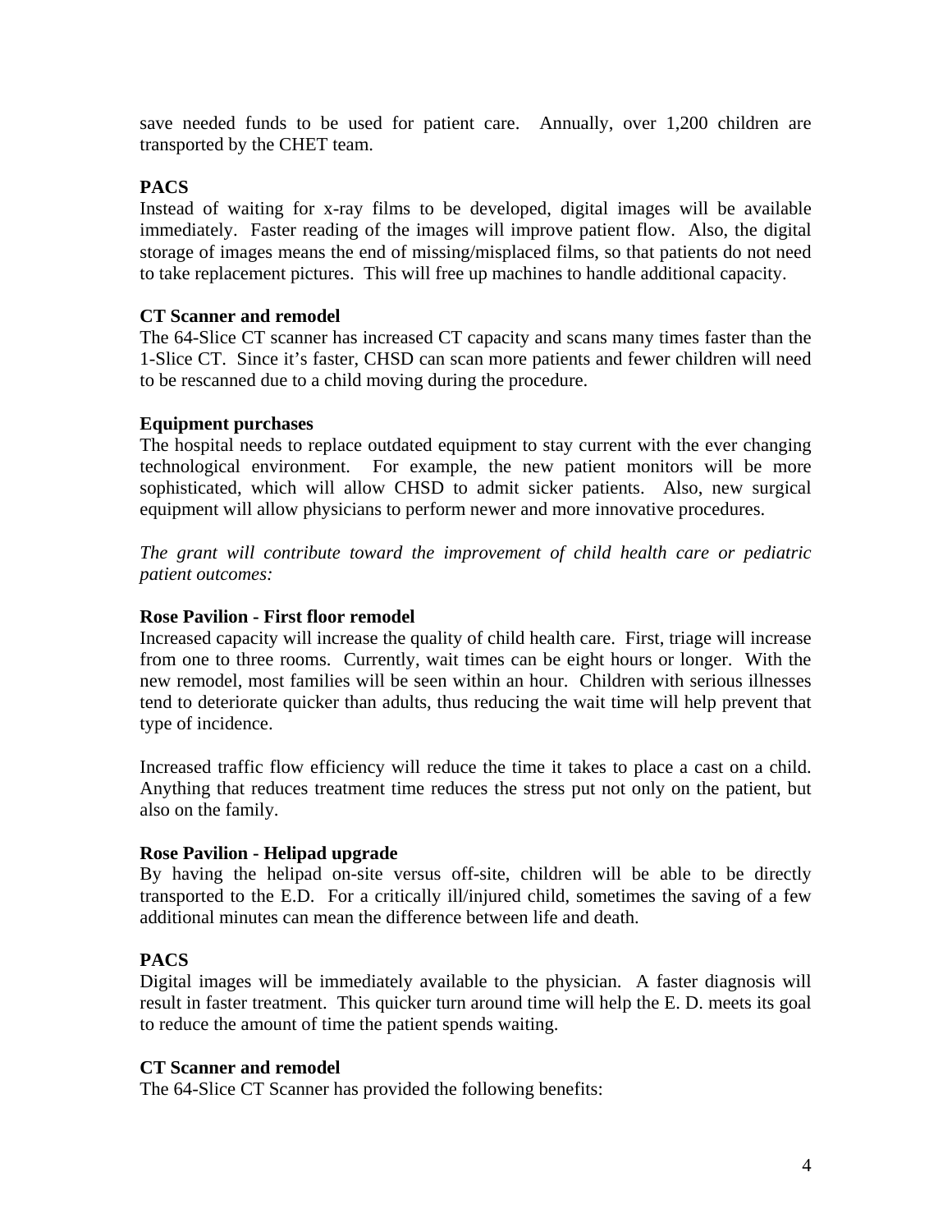save needed funds to be used for patient care. Annually, over 1,200 children are transported by the CHET team.

**PACS**
Instead of waiting for x-ray films to be developed, digital images will be available immediately. Faster reading of the images will improve patient flow. Also, the digital storage of images means the end of missing/misplaced films, so that patients do not need to take replacement pictures. This will free up machines to handle additional capacity.

**CT Scanner and remodel**
The 64-Slice CT scanner has increased CT capacity and scans many times faster than the 1-Slice CT. Since it's faster, CHSD can scan more patients and fewer children will need to be rescanned due to a child moving during the procedure.

**Equipment purchases**
The hospital needs to replace outdated equipment to stay current with the ever changing technological environment. For example, the new patient monitors will be more sophisticated, which will allow CHSD to admit sicker patients. Also, new surgical equipment will allow physicians to perform newer and more innovative procedures.

*The grant will contribute toward the improvement of child health care or pediatric patient outcomes:*

**Rose Pavilion - First floor remodel**
Increased capacity will increase the quality of child health care. First, triage will increase from one to three rooms. Currently, wait times can be eight hours or longer. With the new remodel, most families will be seen within an hour. Children with serious illnesses tend to deteriorate quicker than adults, thus reducing the wait time will help prevent that type of incidence.

Increased traffic flow efficiency will reduce the time it takes to place a cast on a child. Anything that reduces treatment time reduces the stress put not only on the patient, but also on the family.

**Rose Pavilion - Helipad upgrade**
By having the helipad on-site versus off-site, children will be able to be directly transported to the E.D. For a critically ill/injured child, sometimes the saving of a few additional minutes can mean the difference between life and death.

**PACS**
Digital images will be immediately available to the physician. A faster diagnosis will result in faster treatment. This quicker turn around time will help the E. D. meets its goal to reduce the amount of time the patient spends waiting.

**CT Scanner and remodel**
The 64-Slice CT Scanner has provided the following benefits: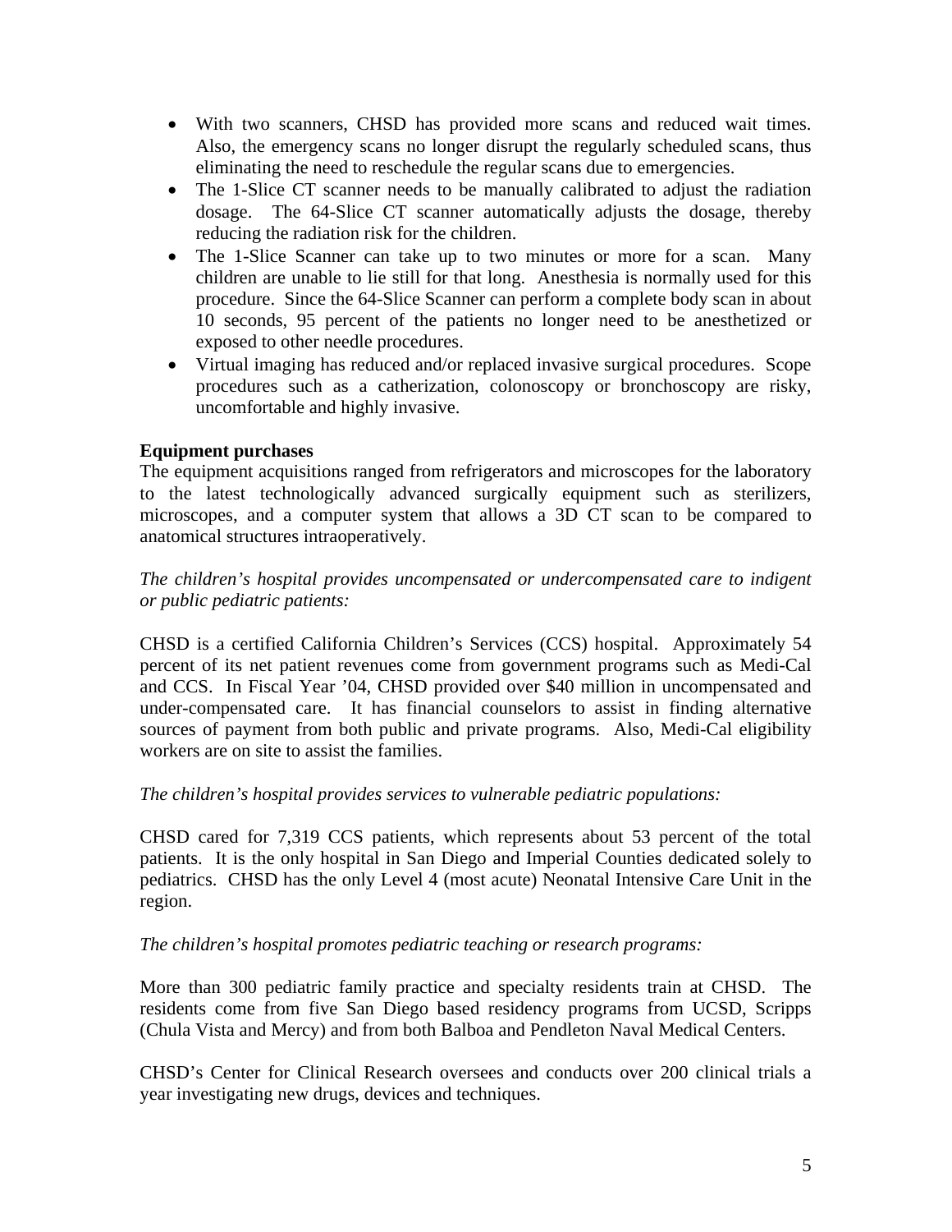- With two scanners, CHSD has provided more scans and reduced wait times. Also, the emergency scans no longer disrupt the regularly scheduled scans, thus eliminating the need to reschedule the regular scans due to emergencies.
- The 1-Slice CT scanner needs to be manually calibrated to adjust the radiation dosage. The 64-Slice CT scanner automatically adjusts the dosage, thereby reducing the radiation risk for the children.
- The 1-Slice Scanner can take up to two minutes or more for a scan. Many children are unable to lie still for that long. Anesthesia is normally used for this procedure. Since the 64-Slice Scanner can perform a complete body scan in about 10 seconds, 95 percent of the patients no longer need to be anesthetized or exposed to other needle procedures.
- Virtual imaging has reduced and/or replaced invasive surgical procedures. Scope procedures such as a catherization, colonoscopy or bronchoscopy are risky, uncomfortable and highly invasive.

**Equipment purchases**

The equipment acquisitions ranged from refrigerators and microscopes for the laboratory to the latest technologically advanced surgically equipment such as sterilizers, microscopes, and a computer system that allows a 3D CT scan to be compared to anatomical structures intraoperatively.

*The children's hospital provides uncompensated or undercompensated care to indigent or public pediatric patients:*

CHSD is a certified California Children's Services (CCS) hospital. Approximately 54 percent of its net patient revenues come from government programs such as Medi-Cal and CCS. In Fiscal Year '04, CHSD provided over $40 million in uncompensated and under-compensated care. It has financial counselors to assist in finding alternative sources of payment from both public and private programs. Also, Medi-Cal eligibility workers are on site to assist the families.

*The children's hospital provides services to vulnerable pediatric populations:*

CHSD cared for 7,319 CCS patients, which represents about 53 percent of the total patients. It is the only hospital in San Diego and Imperial Counties dedicated solely to pediatrics. CHSD has the only Level 4 (most acute) Neonatal Intensive Care Unit in the region.

*The children's hospital promotes pediatric teaching or research programs:*

More than 300 pediatric family practice and specialty residents train at CHSD. The residents come from five San Diego based residency programs from UCSD, Scripps (Chula Vista and Mercy) and from both Balboa and Pendleton Naval Medical Centers.

CHSD's Center for Clinical Research oversees and conducts over 200 clinical trials a year investigating new drugs, devices and techniques.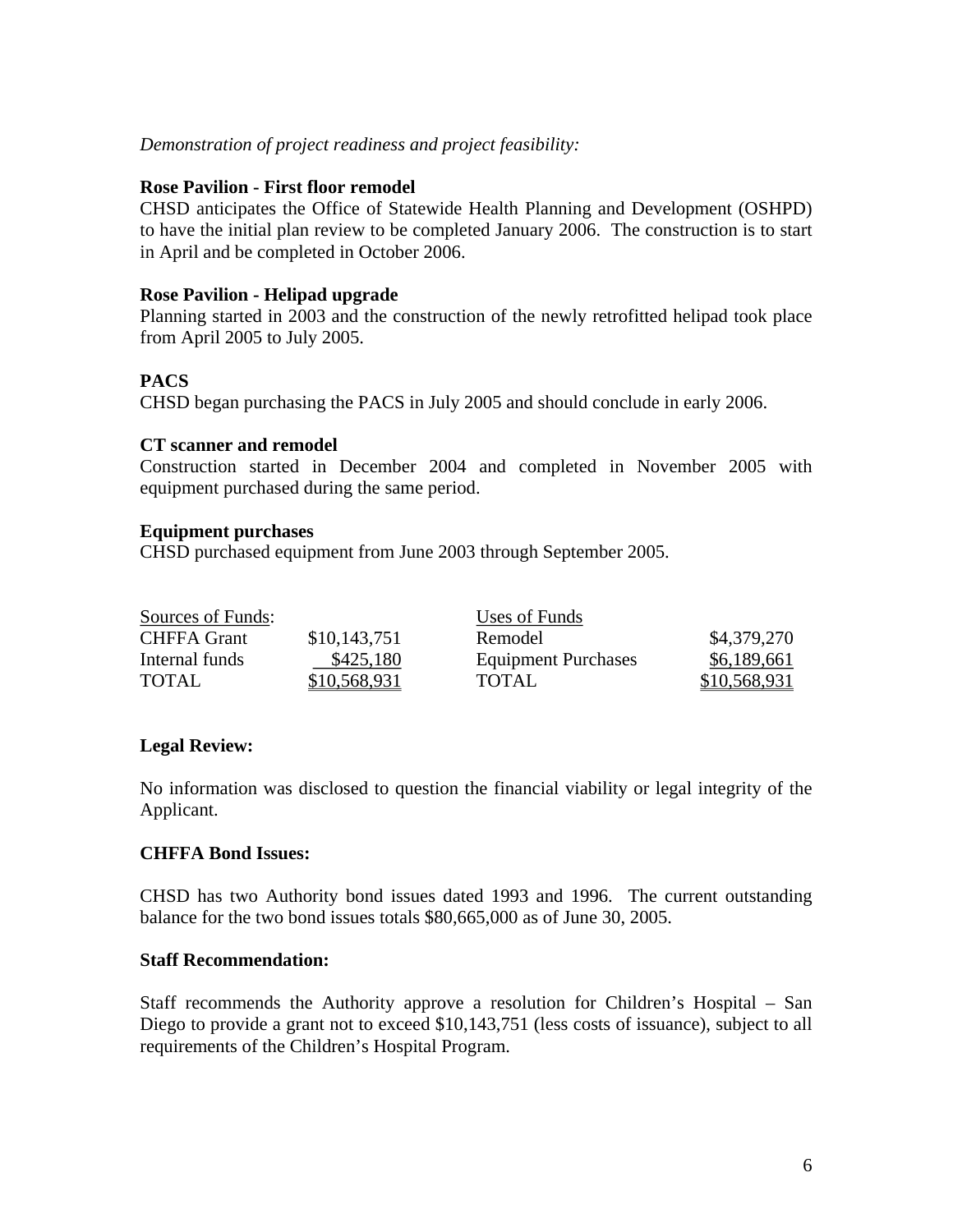*Demonstration of project readiness and project feasibility:*

**Rose Pavilion - First floor remodel**
CHSD anticipates the Office of Statewide Health Planning and Development (OSHPD) to have the initial plan review to be completed January 2006. The construction is to start in April and be completed in October 2006.

**Rose Pavilion - Helipad upgrade**
Planning started in 2003 and the construction of the newly retrofitted helipad took place from April 2005 to July 2005.

**PACS**
CHSD began purchasing the PACS in July 2005 and should conclude in early 2006.

**CT scanner and remodel**
Construction started in December 2004 and completed in November 2005 with equipment purchased during the same period.

**Equipment purchases**
CHSD purchased equipment from June 2003 through September 2005.

| Sources of Funds: | | Uses of Funds | |
|---|---|---|---|
| CHFFA Grant | $10,143,751 | Remodel | $4,379,270 |
| Internal funds | $425,180 | Equipment Purchases | $6,189,661 |
| TOTAL | $10,568,931 | TOTAL | $10,568,931 |

**Legal Review:**

No information was disclosed to question the financial viability or legal integrity of the Applicant.

**CHFFA Bond Issues:**

CHSD has two Authority bond issues dated 1993 and 1996. The current outstanding balance for the two bond issues totals $80,665,000 as of June 30, 2005.

**Staff Recommendation:**

Staff recommends the Authority approve a resolution for Children's Hospital – San Diego to provide a grant not to exceed $10,143,751 (less costs of issuance), subject to all requirements of the Children's Hospital Program.